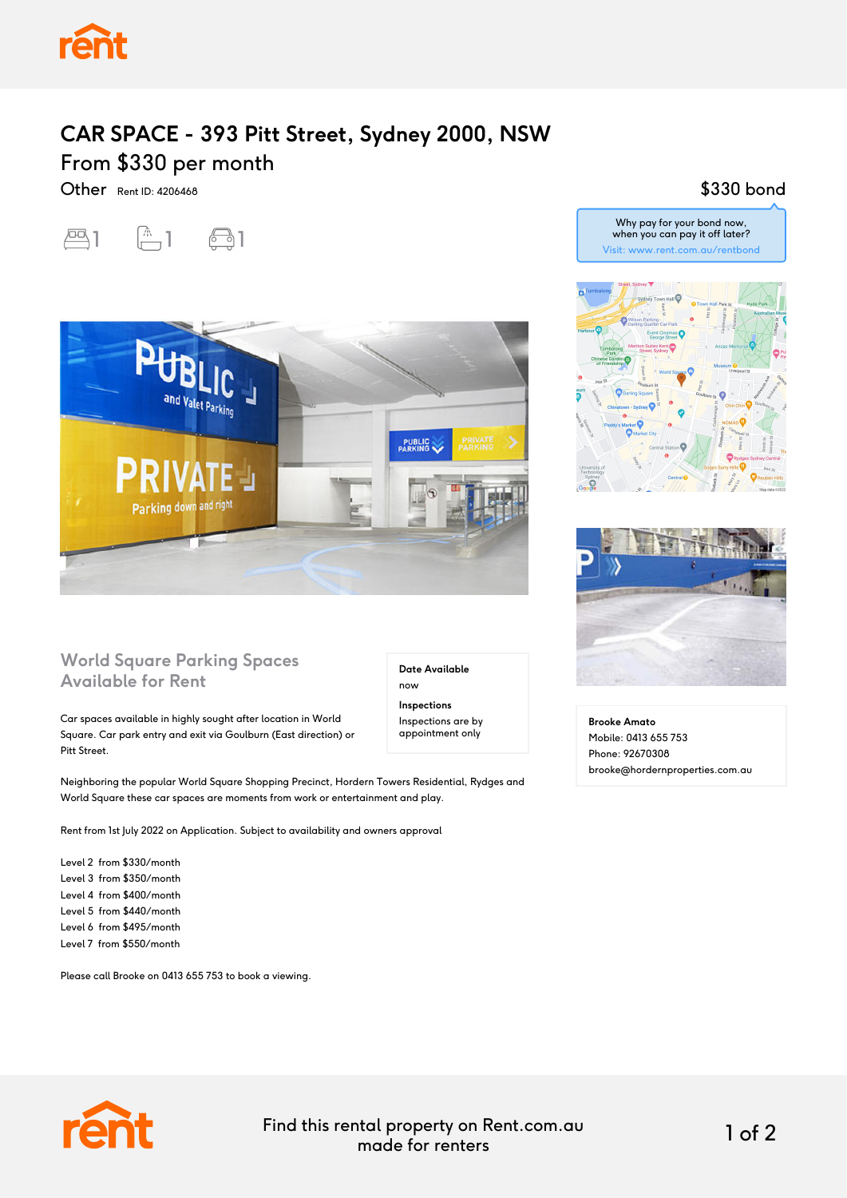# CAR SPACE - 393 Pitt Street, Sydney 2000, NSW

## From $330 per month

Other Rent ID: 4206468

1 1 1

$330 bond

Why pay for your bond now, when you can pay it off later?
Visit: www.rent.com.au/rentbond

### World Square Parking Spaces Available for Rent

**Date Available**
now

**Inspections**
Inspections are by appointment only

Car spaces available in highly sought after location in World Square. Car park entry and exit via Goulburn (East direction) or Pitt Street.

Neighboring the popular World Square Shopping Precinct, Hordern Towers Residential, Rydges and World Square these car spaces are moments from work or entertainment and play.

Rent from 1st July 2022 on Application. Subject to availability and owners approval

Level 2 from $330/month
Level 3 from $350/month
Level 4 from $400/month
Level 5 from $440/month
Level 6 from $495/month
Level 7 from $550/month

Please call Brooke on 0413 655 753 to book a viewing.

**Brooke Amato**
Mobile: 0413 655 753
Phone: 92670308
brooke@hordernproperties.com.au

Find this rental property on Rent.com.au made for renters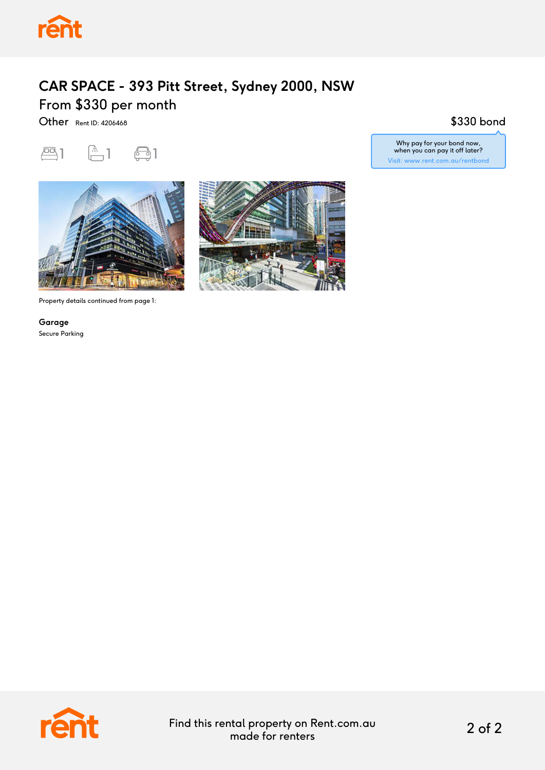# CAR SPACE - 393 Pitt Street, Sydney 2000, NSW

## From $330 per month

Other Rent ID: 4206468

$330 bond

Why pay for your bond now, when you can pay it off later?
Visit: www.rent.com.au/rentbond

1 1 1

Property details continued from page 1:

**Garage**

Secure Parking

Find this rental property on Rent.com.au made for renters